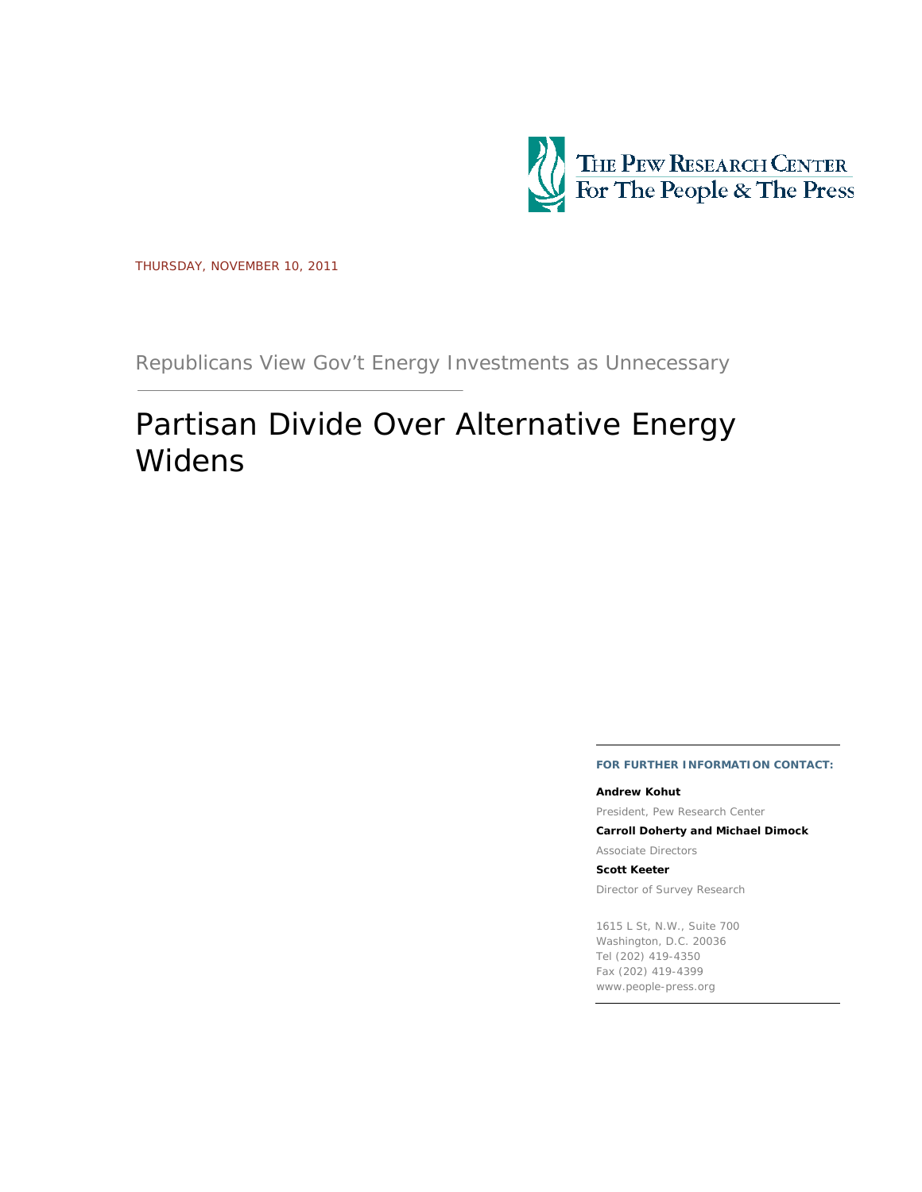THE PEW RESEARCH CENTER
For The People & The Press

THURSDAY, NOVEMBER 10, 2011

Republicans View Gov't Energy Investments as Unnecessary

# Partisan Divide Over Alternative Energy Widens

**FOR FURTHER INFORMATION CONTACT:**

**Andrew Kohut**

President, Pew Research Center

**Carroll Doherty and Michael Dimock**

Associate Directors

**Scott Keeter**

Director of Survey Research

1615 L St, N.W., Suite 700
Washington, D.C. 20036
Tel (202) 419-4350
Fax (202) 419-4399
www.people-press.org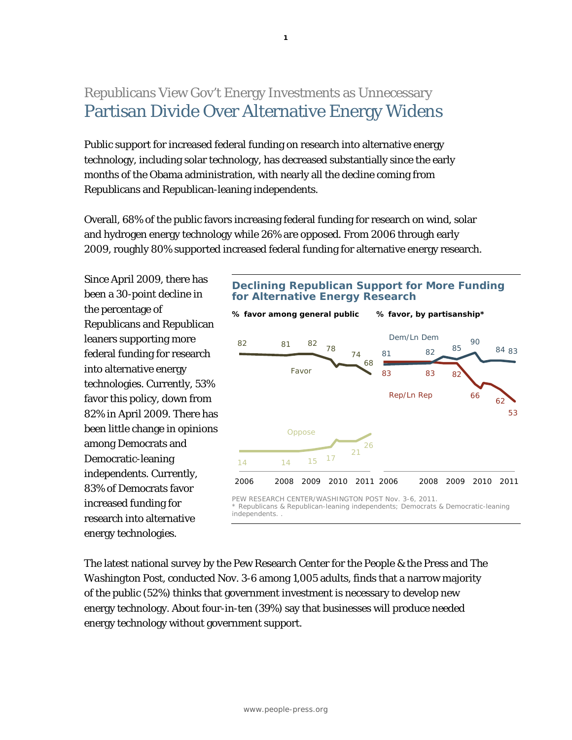# Republicans View Gov't Energy Investments as Unnecessary
# Partisan Divide Over Alternative Energy Widens

Public support for increased federal funding on research into alternative energy technology, including solar technology, has decreased substantially since the early months of the Obama administration, with nearly all the decline coming from Republicans and Republican-leaning independents.

Overall, 68% of the public favors increasing federal funding for research on wind, solar and hydrogen energy technology while 26% are opposed. From 2006 through early 2009, roughly 80% supported increased federal funding for alternative energy research.

Since April 2009, there has been a 30-point decline in the percentage of Republicans and Republican leaners supporting more federal funding for research into alternative energy technologies. Currently, 53% favor this policy, down from 82% in April 2009. There has been little change in opinions among Democrats and Democratic-leaning independents. Currently, 83% of Democrats favor increased funding for research into alternative energy technologies.

**Declining Republican Support for More Funding for Alternative Energy Research**

**% favor among general public** — Favor: 82, 81, 82, 78, 74, 68; Oppose: 14, 14, 15, 17, 21, 26 (2006–2011)

**% favor, by partisanship*** — Dem/Ln Dem: 81, 82, 85, 90, 84, 83; Rep/Ln Rep: 83, 83, 82, 66, 62, 53 (2006–2011)

PEW RESEARCH CENTER/WASHINGTON POST Nov. 3-6, 2011.
* Republicans & Republican-leaning independents; Democrats & Democratic-leaning independents.

The latest national survey by the Pew Research Center for the People & the Press and The *Washington Post*, conducted Nov. 3-6 among 1,005 adults, finds that a narrow majority of the public (52%) thinks that government investment is necessary to develop new energy technology. About four-in-ten (39%) say that businesses will produce needed energy technology without government support.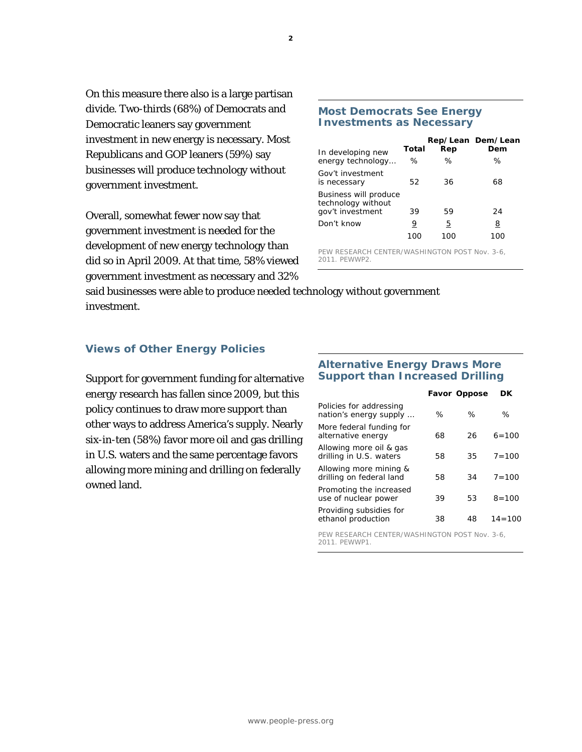On this measure there also is a large partisan divide. Two-thirds (68%) of Democrats and Democratic leaners say government investment in new energy is necessary. Most Republicans and GOP leaners (59%) say businesses will produce technology without government investment.

Overall, somewhat fewer now say that government investment is needed for the development of new energy technology than did so in April 2009. At that time, 58% viewed government investment as necessary and 32% said businesses were able to produce needed technology without government investment.

### Most Democrats See Energy Investments as Necessary

| In developing new energy technology… | Total | Rep/Lean Rep | Dem/Lean Dem |
|---|---|---|---|
| | % | % | % |
| Gov't investment is necessary | 52 | 36 | 68 |
| Business will produce technology without gov't investment | 39 | 59 | 24 |
| Don't know | 9 | 5 | 8 |
| | 100 | 100 | 100 |

PEW RESEARCH CENTER/WASHINGTON POST Nov. 3-6, 2011. PEWWP2.

## Views of Other Energy Policies

Support for government funding for alternative energy research has fallen since 2009, but this policy continues to draw more support than other ways to address America's supply. Nearly six-in-ten (58%) favor more oil and gas drilling in U.S. waters and the same percentage favors allowing more mining and drilling on federally owned land.

### Alternative Energy Draws More Support than Increased Drilling

| Policies for addressing nation's energy supply … | Favor | Oppose | DK |
|---|---|---|---|
| | % | % | % |
| More federal funding for alternative energy | 68 | 26 | 6=100 |
| Allowing more oil & gas drilling in U.S. waters | 58 | 35 | 7=100 |
| Allowing more mining & drilling on federal land | 58 | 34 | 7=100 |
| Promoting the increased use of nuclear power | 39 | 53 | 8=100 |
| Providing subsidies for ethanol production | 38 | 48 | 14=100 |

PEW RESEARCH CENTER/WASHINGTON POST Nov. 3-6, 2011. PEWWP1.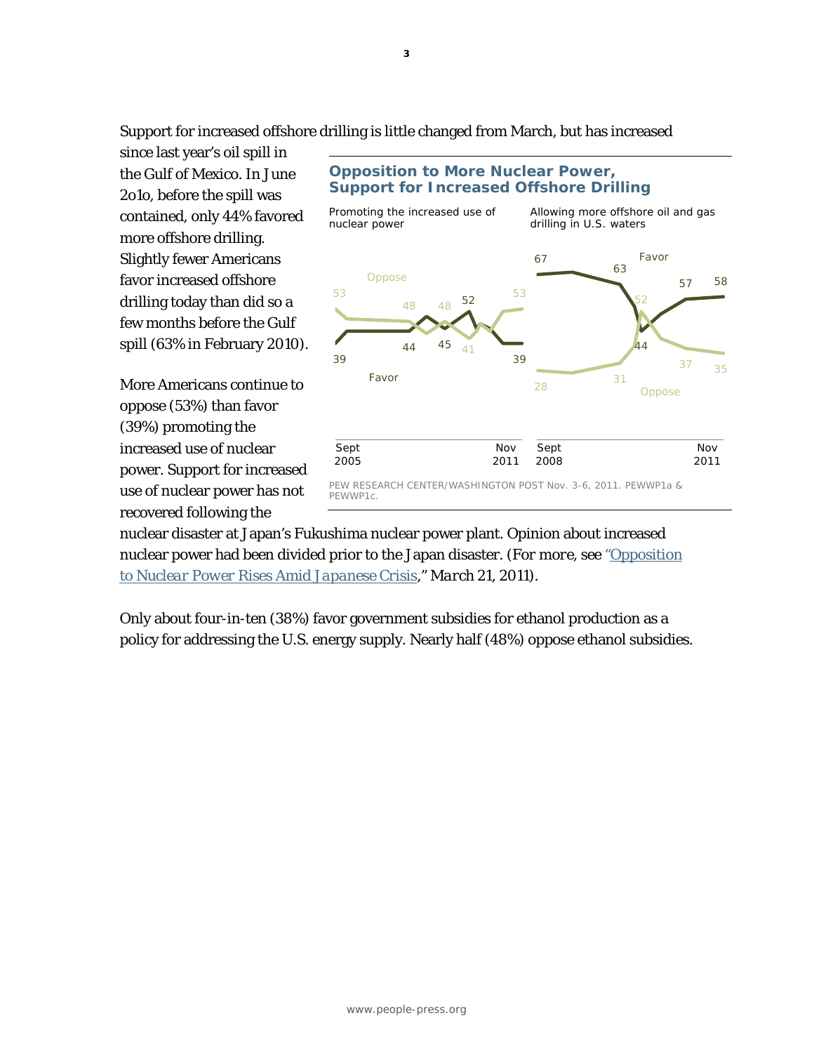Support for increased offshore drilling is little changed from March, but has increased since last year's oil spill in the Gulf of Mexico. In June 2010, before the spill was contained, only 44% favored more offshore drilling. Slightly fewer Americans favor increased offshore drilling today than did so a few months before the Gulf spill (63% in February 2010).

More Americans continue to oppose (53%) than favor (39%) promoting the increased use of nuclear power. Support for increased use of nuclear power has not recovered following the nuclear disaster at Japan's Fukushima nuclear power plant. Opinion about increased nuclear power had been divided prior to the Japan disaster. (*For more, see "Opposition to Nuclear Power Rises Amid Japanese Crisis," March 21, 2011*).

**Opposition to More Nuclear Power, Support for Increased Offshore Drilling**

*Promoting the increased use of nuclear power* (Sept 2005 – Nov 2011): Oppose 53, 48, 48, 41, 53; Favor 39, 44, 45, 52, 39

*Allowing more offshore oil and gas drilling in U.S. waters* (Sept 2008 – Nov 2011): Favor 67, 63, 44, 57, 58; Oppose 28, 31, 52, 37, 35

PEW RESEARCH CENTER/WASHINGTON POST Nov. 3-6, 2011. PEWWP1a & PEWWP1c.

Only about four-in-ten (38%) favor government subsidies for ethanol production as a policy for addressing the U.S. energy supply. Nearly half (48%) oppose ethanol subsidies.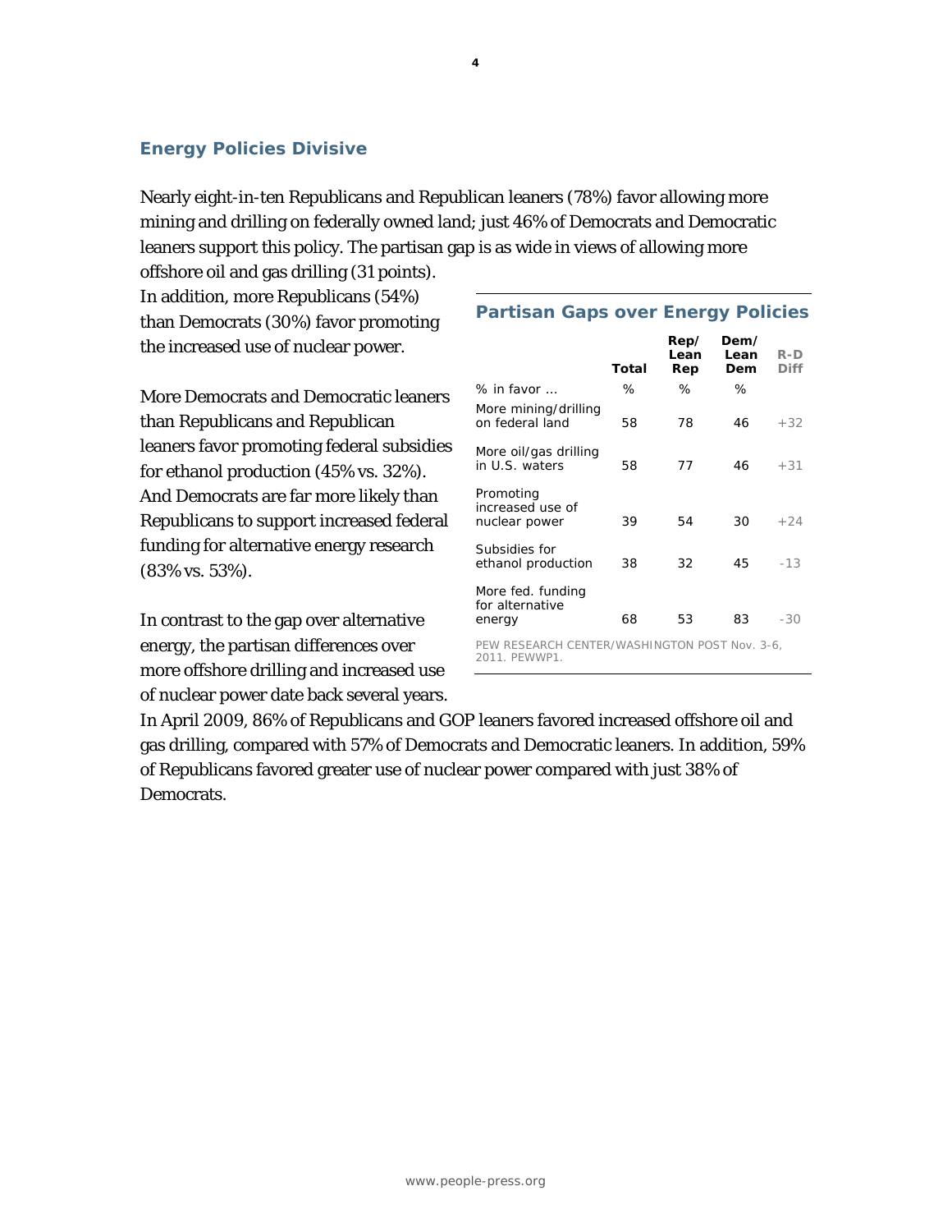## Energy Policies Divisive

Nearly eight-in-ten Republicans and Republican leaners (78%) favor allowing more mining and drilling on federally owned land; just 46% of Democrats and Democratic leaners support this policy. The partisan gap is as wide in views of allowing more offshore oil and gas drilling (31 points). In addition, more Republicans (54%) than Democrats (30%) favor promoting the increased use of nuclear power.

More Democrats and Democratic leaners than Republicans and Republican leaners favor promoting federal subsidies for ethanol production (45% vs. 32%). And Democrats are far more likely than Republicans to support increased federal funding for alternative energy research (83% vs. 53%).

In contrast to the gap over alternative energy, the partisan differences over more offshore drilling and increased use of nuclear power date back several years. In April 2009, 86% of Republicans and GOP leaners favored increased offshore oil and gas drilling, compared with 57% of Democrats and Democratic leaners. In addition, 59% of Republicans favored greater use of nuclear power compared with just 38% of Democrats.

### Partisan Gaps over Energy Policies

| | Total | Rep/ Lean Rep | Dem/ Lean Dem | R-D Diff |
|---|---|---|---|---|
| % in favor ... | % | % | % | |
| More mining/drilling on federal land | 58 | 78 | 46 | +32 |
| More oil/gas drilling in U.S. waters | 58 | 77 | 46 | +31 |
| Promoting increased use of nuclear power | 39 | 54 | 30 | +24 |
| Subsidies for ethanol production | 38 | 32 | 45 | -13 |
| More fed. funding for alternative energy | 68 | 53 | 83 | -30 |

PEW RESEARCH CENTER/WASHINGTON POST Nov. 3-6, 2011. PEWWP1.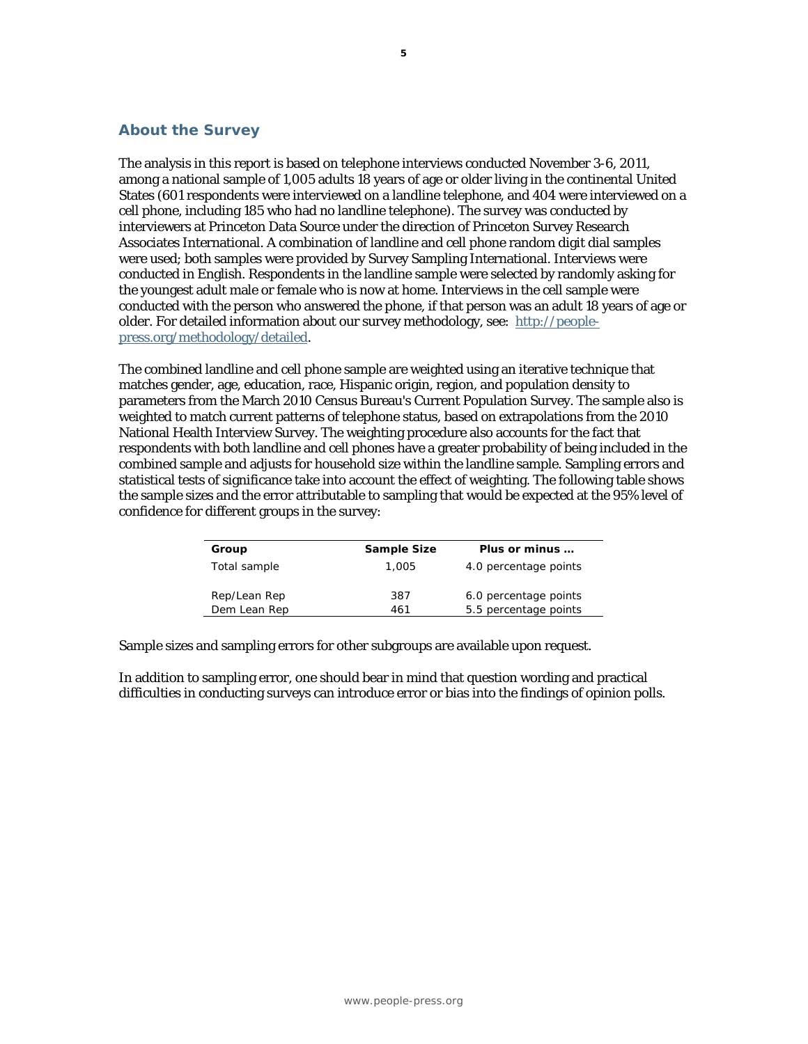## About the Survey

The analysis in this report is based on telephone interviews conducted November 3-6, 2011, among a national sample of 1,005 adults 18 years of age or older living in the continental United States (601 respondents were interviewed on a landline telephone, and 404 were interviewed on a cell phone, including 185 who had no landline telephone). The survey was conducted by interviewers at Princeton Data Source under the direction of Princeton Survey Research Associates International. A combination of landline and cell phone random digit dial samples were used; both samples were provided by Survey Sampling International. Interviews were conducted in English. Respondents in the landline sample were selected by randomly asking for the youngest adult male or female who is now at home. Interviews in the cell sample were conducted with the person who answered the phone, if that person was an adult 18 years of age or older. For detailed information about our survey methodology, see: [http://people-press.org/methodology/detailed](http://people-press.org/methodology/detailed).

The combined landline and cell phone sample are weighted using an iterative technique that matches gender, age, education, race, Hispanic origin, region, and population density to parameters from the March 2010 Census Bureau's Current Population Survey. The sample also is weighted to match current patterns of telephone status, based on extrapolations from the 2010 National Health Interview Survey. The weighting procedure also accounts for the fact that respondents with both landline and cell phones have a greater probability of being included in the combined sample and adjusts for household size within the landline sample. Sampling errors and statistical tests of significance take into account the effect of weighting. The following table shows the sample sizes and the error attributable to sampling that would be expected at the 95% level of confidence for different groups in the survey:

| Group | Sample Size | Plus or minus … |
|---|---|---|
| Total sample | 1,005 | 4.0 percentage points |
| Rep/Lean Rep | 387 | 6.0 percentage points |
| Dem Lean Rep | 461 | 5.5 percentage points |

Sample sizes and sampling errors for other subgroups are available upon request.

In addition to sampling error, one should bear in mind that question wording and practical difficulties in conducting surveys can introduce error or bias into the findings of opinion polls.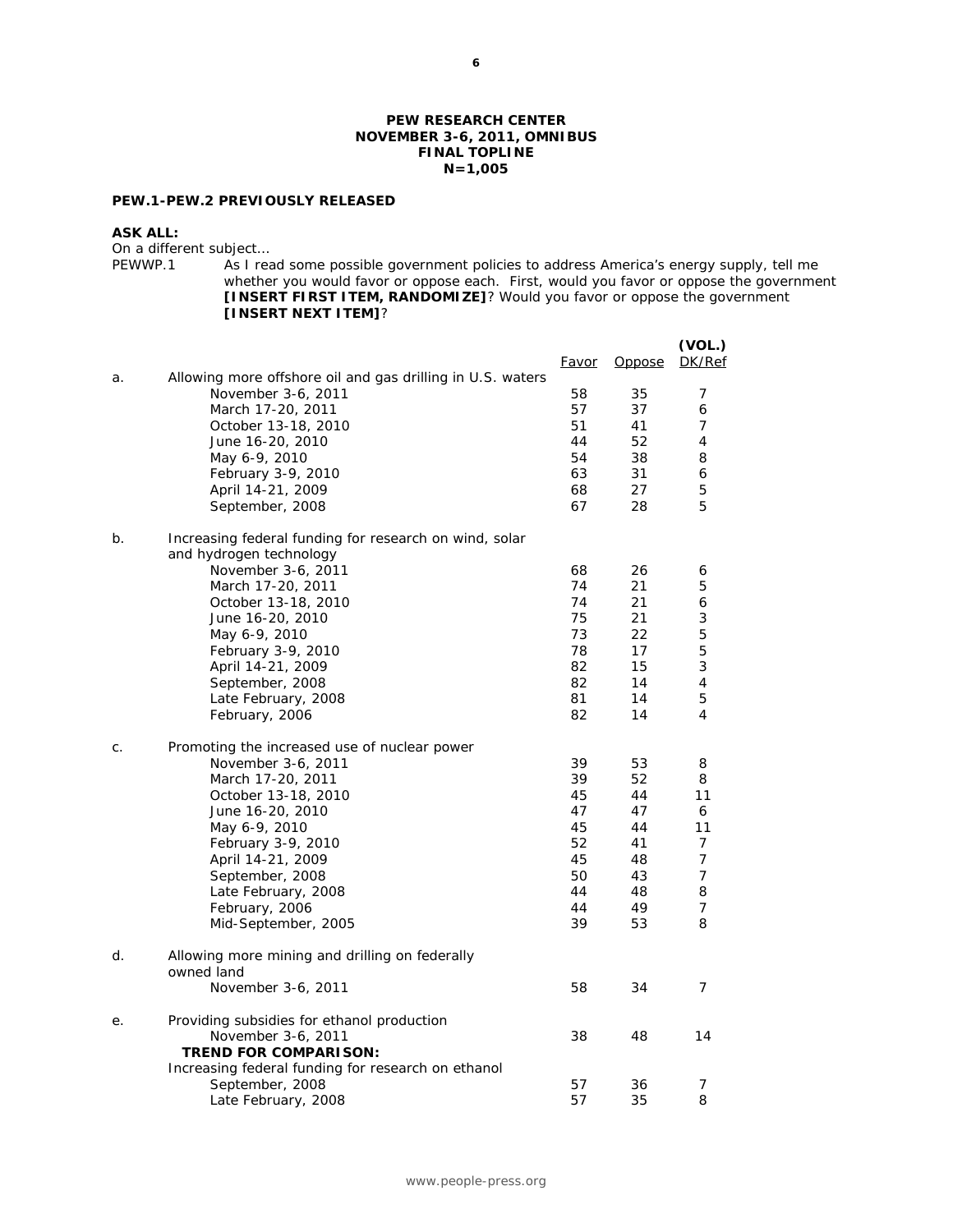**PEW RESEARCH CENTER**
**NOVEMBER 3-6, 2011, OMNIBUS**
**FINAL TOPLINE**
**N=1,005**

**PEW.1-PEW.2 PREVIOUSLY RELEASED**

**ASK ALL:**
On a different subject…

PEWWP.1 As I read some possible government policies to address America's energy supply, tell me whether you would favor or oppose each. First, would you favor or oppose the government **[INSERT FIRST ITEM, RANDOMIZE]**? Would you favor or oppose the government **[INSERT NEXT ITEM]**?

| | | Favor | Oppose | (VOL.) DK/Ref |
|---|---|---|---|---|
| a. | Allowing more offshore oil and gas drilling in U.S. waters | | | |
| | November 3-6, 2011 | 58 | 35 | 7 |
| | March 17-20, 2011 | 57 | 37 | 6 |
| | October 13-18, 2010 | 51 | 41 | 7 |
| | June 16-20, 2010 | 44 | 52 | 4 |
| | May 6-9, 2010 | 54 | 38 | 8 |
| | February 3-9, 2010 | 63 | 31 | 6 |
| | April 14-21, 2009 | 68 | 27 | 5 |
| | September, 2008 | 67 | 28 | 5 |
| b. | Increasing federal funding for research on wind, solar and hydrogen technology | | | |
| | November 3-6, 2011 | 68 | 26 | 6 |
| | March 17-20, 2011 | 74 | 21 | 5 |
| | October 13-18, 2010 | 74 | 21 | 6 |
| | June 16-20, 2010 | 75 | 21 | 3 |
| | May 6-9, 2010 | 73 | 22 | 5 |
| | February 3-9, 2010 | 78 | 17 | 5 |
| | April 14-21, 2009 | 82 | 15 | 3 |
| | September, 2008 | 82 | 14 | 4 |
| | Late February, 2008 | 81 | 14 | 5 |
| | February, 2006 | 82 | 14 | 4 |
| c. | Promoting the increased use of nuclear power | | | |
| | November 3-6, 2011 | 39 | 53 | 8 |
| | March 17-20, 2011 | 39 | 52 | 8 |
| | October 13-18, 2010 | 45 | 44 | 11 |
| | June 16-20, 2010 | 47 | 47 | 6 |
| | May 6-9, 2010 | 45 | 44 | 11 |
| | February 3-9, 2010 | 52 | 41 | 7 |
| | April 14-21, 2009 | 45 | 48 | 7 |
| | September, 2008 | 50 | 43 | 7 |
| | Late February, 2008 | 44 | 48 | 8 |
| | February, 2006 | 44 | 49 | 7 |
| | Mid-September, 2005 | 39 | 53 | 8 |
| d. | Allowing more mining and drilling on federally owned land | | | |
| | November 3-6, 2011 | 58 | 34 | 7 |
| e. | Providing subsidies for ethanol production | | | |
| | November 3-6, 2011 | 38 | 48 | 14 |
| | **TREND FOR COMPARISON:** | | | |
| | Increasing federal funding for research on ethanol | | | |
| | September, 2008 | 57 | 36 | 7 |
| | Late February, 2008 | 57 | 35 | 8 |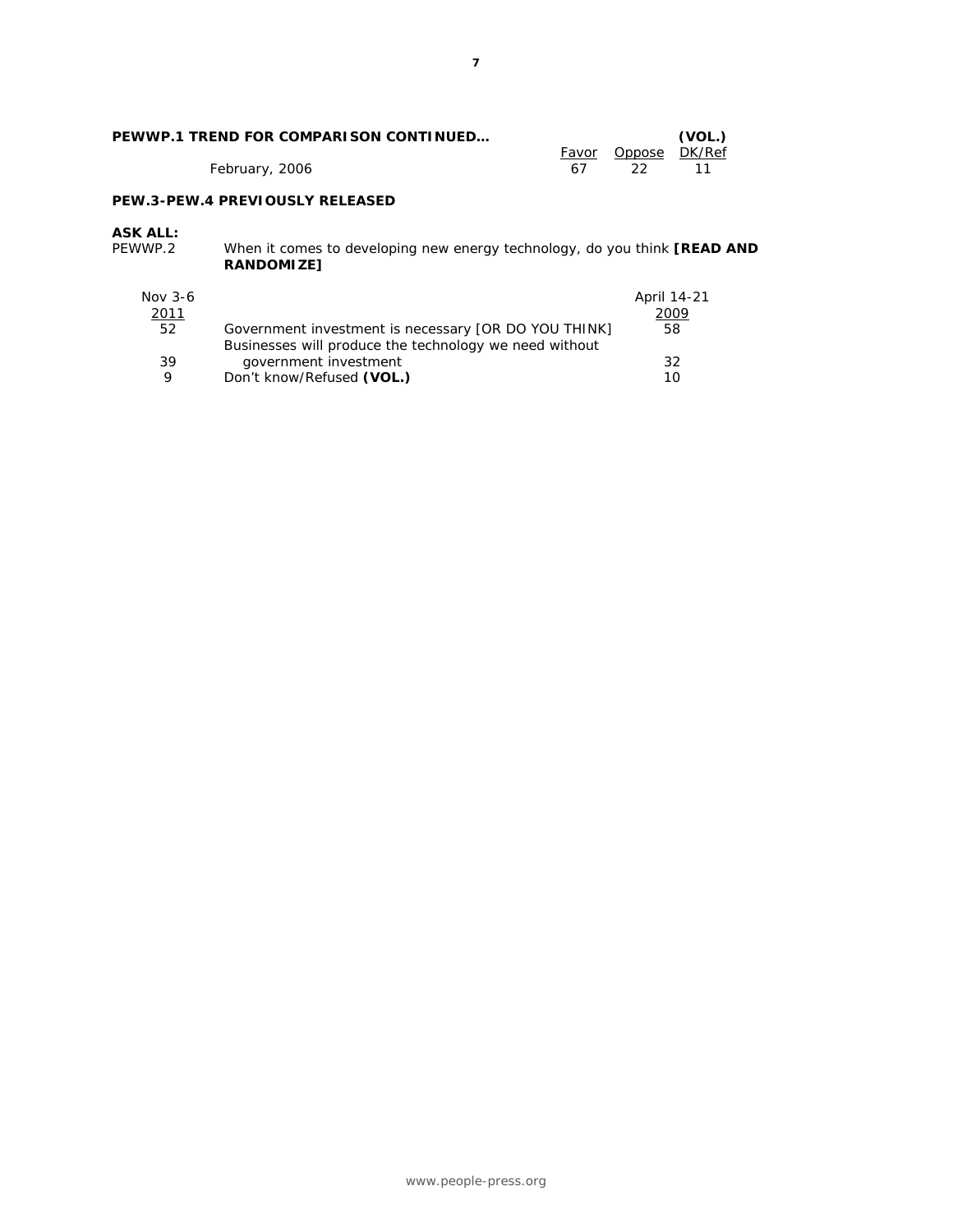**PEWWP.1 TREND FOR COMPARISON CONTINUED…**

| | Favor | Oppose | (VOL.) DK/Ref |
|---|---|---|---|
| February, 2006 | 67 | 22 | 11 |

**PEW.3-PEW.4 PREVIOUSLY RELEASED**

**ASK ALL:**

PEWWP.2 When it comes to developing new energy technology, do you think **[READ AND RANDOMIZE]**

| Nov 3-6 2011 | | April 14-21 2009 |
|---|---|---|
| 52 | Government investment is necessary [OR DO YOU THINK] | 58 |
| 39 | Businesses will produce the technology we need without government investment | 32 |
| 9 | Don't know/Refused **(VOL.)** | 10 |